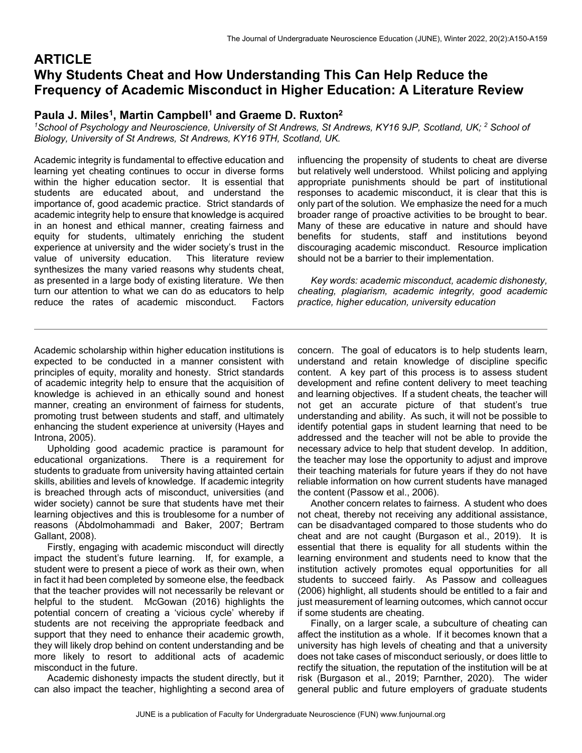# ARTICLE

# Why Students Cheat and How Understanding This Can Help Reduce the Frequency of Academic Misconduct in Higher Education: A Literature Review

**Paula J. Miles[1], Martin Campbell[1] and Graeme D. Ruxton[2]**

*[1]School of Psychology and Neuroscience, University of St Andrews, St Andrews, KY16 9JP, Scotland, UK; [2] School of Biology, University of St Andrews, St Andrews, KY16 9TH, Scotland, UK.*

Academic integrity is fundamental to effective education and learning yet cheating continues to occur in diverse forms within the higher education sector. It is essential that students are educated about, and understand the importance of, good academic practice. Strict standards of academic integrity help to ensure that knowledge is acquired in an honest and ethical manner, creating fairness and equity for students, ultimately enriching the student experience at university and the wider society's trust in the value of university education. This literature review synthesizes the many varied reasons why students cheat, as presented in a large body of existing literature. We then turn our attention to what we can do as educators to help reduce the rates of academic misconduct. Factors influencing the propensity of students to cheat are diverse but relatively well understood. Whilst policing and applying appropriate punishments should be part of institutional responses to academic misconduct, it is clear that this is only part of the solution. We emphasize the need for a much broader range of proactive activities to be brought to bear. Many of these are educative in nature and should have benefits for students, staff and institutions beyond discouraging academic misconduct. Resource implication should not be a barrier to their implementation.

*Key words: academic misconduct, academic dishonesty, cheating, plagiarism, academic integrity, good academic practice, higher education, university education*

---

Academic scholarship within higher education institutions is expected to be conducted in a manner consistent with principles of equity, morality and honesty. Strict standards of academic integrity help to ensure that the acquisition of knowledge is achieved in an ethically sound and honest manner, creating an environment of fairness for students, promoting trust between students and staff, and ultimately enhancing the student experience at university (Hayes and Introna, 2005).

Upholding good academic practice is paramount for educational organizations. There is a requirement for students to graduate from university having attainted certain skills, abilities and levels of knowledge. If academic integrity is breached through acts of misconduct, universities (and wider society) cannot be sure that students have met their learning objectives and this is troublesome for a number of reasons (Abdolmohammadi and Baker, 2007; Bertram Gallant, 2008).

Firstly, engaging with academic misconduct will directly impact the student's future learning. If, for example, a student were to present a piece of work as their own, when in fact it had been completed by someone else, the feedback that the teacher provides will not necessarily be relevant or helpful to the student. McGowan (2016) highlights the potential concern of creating a 'vicious cycle' whereby if students are not receiving the appropriate feedback and support that they need to enhance their academic growth, they will likely drop behind on content understanding and be more likely to resort to additional acts of academic misconduct in the future.

Academic dishonesty impacts the student directly, but it can also impact the teacher, highlighting a second area of concern. The goal of educators is to help students learn, understand and retain knowledge of discipline specific content. A key part of this process is to assess student development and refine content delivery to meet teaching and learning objectives. If a student cheats, the teacher will not get an accurate picture of that student's true understanding and ability. As such, it will not be possible to identify potential gaps in student learning that need to be addressed and the teacher will not be able to provide the necessary advice to help that student develop. In addition, the teacher may lose the opportunity to adjust and improve their teaching materials for future years if they do not have reliable information on how current students have managed the content (Passow et al., 2006).

Another concern relates to fairness. A student who does not cheat, thereby not receiving any additional assistance, can be disadvantaged compared to those students who do cheat and are not caught (Burgason et al., 2019). It is essential that there is equality for all students within the learning environment and students need to know that the institution actively promotes equal opportunities for all students to succeed fairly. As Passow and colleagues (2006) highlight, all students should be entitled to a fair and just measurement of learning outcomes, which cannot occur if some students are cheating.

Finally, on a larger scale, a subculture of cheating can affect the institution as a whole. If it becomes known that a university has high levels of cheating and that a university does not take cases of misconduct seriously, or does little to rectify the situation, the reputation of the institution will be at risk (Burgason et al., 2019; Parnther, 2020). The wider general public and future employers of graduate students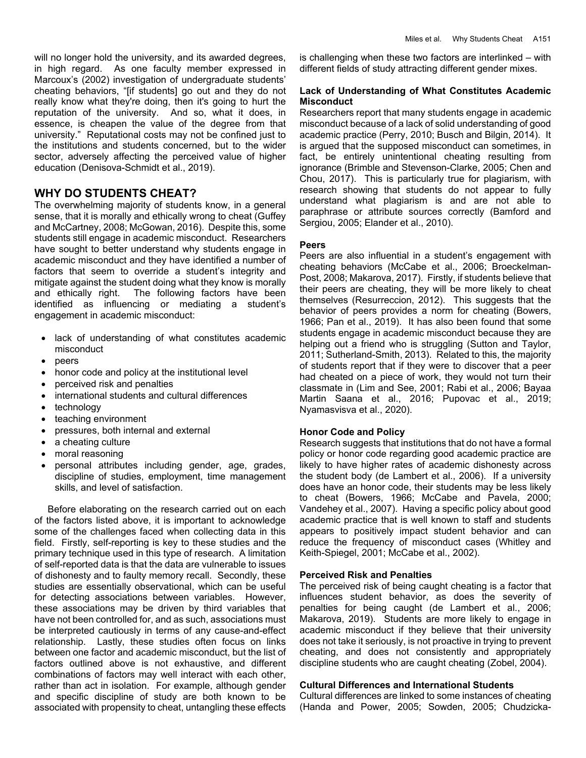will no longer hold the university, and its awarded degrees, in high regard. As one faculty member expressed in Marcoux's (2002) investigation of undergraduate students' cheating behaviors, "[if students] go out and they do not really know what they're doing, then it's going to hurt the reputation of the university. And so, what it does, in essence, is cheapen the value of the degree from that university." Reputational costs may not be confined just to the institutions and students concerned, but to the wider sector, adversely affecting the perceived value of higher education (Denisova-Schmidt et al., 2019).

## WHY DO STUDENTS CHEAT?

The overwhelming majority of students know, in a general sense, that it is morally and ethically wrong to cheat (Guffey and McCartney, 2008; McGowan, 2016). Despite this, some students still engage in academic misconduct. Researchers have sought to better understand why students engage in academic misconduct and they have identified a number of factors that seem to override a student's integrity and mitigate against the student doing what they know is morally and ethically right. The following factors have been identified as influencing or mediating a student's engagement in academic misconduct:

- lack of understanding of what constitutes academic misconduct
- peers
- honor code and policy at the institutional level
- perceived risk and penalties
- international students and cultural differences
- technology
- teaching environment
- pressures, both internal and external
- a cheating culture
- moral reasoning
- personal attributes including gender, age, grades, discipline of studies, employment, time management skills, and level of satisfaction.

Before elaborating on the research carried out on each of the factors listed above, it is important to acknowledge some of the challenges faced when collecting data in this field. Firstly, self-reporting is key to these studies and the primary technique used in this type of research. A limitation of self-reported data is that the data are vulnerable to issues of dishonesty and to faulty memory recall. Secondly, these studies are essentially observational, which can be useful for detecting associations between variables. However, these associations may be driven by third variables that have not been controlled for, and as such, associations must be interpreted cautiously in terms of any cause-and-effect relationship. Lastly, these studies often focus on links between one factor and academic misconduct, but the list of factors outlined above is not exhaustive, and different combinations of factors may well interact with each other, rather than act in isolation. For example, although gender and specific discipline of study are both known to be associated with propensity to cheat, untangling these effects is challenging when these two factors are interlinked – with different fields of study attracting different gender mixes.

### Lack of Understanding of What Constitutes Academic Misconduct

Researchers report that many students engage in academic misconduct because of a lack of solid understanding of good academic practice (Perry, 2010; Busch and Bilgin, 2014). It is argued that the supposed misconduct can sometimes, in fact, be entirely unintentional cheating resulting from ignorance (Brimble and Stevenson-Clarke, 2005; Chen and Chou, 2017). This is particularly true for plagiarism, with research showing that students do not appear to fully understand what plagiarism is and are not able to paraphrase or attribute sources correctly (Bamford and Sergiou, 2005; Elander et al., 2010).

### Peers

Peers are also influential in a student's engagement with cheating behaviors (McCabe et al., 2006; Broeckelman-Post, 2008; Makarova, 2017). Firstly, if students believe that their peers are cheating, they will be more likely to cheat themselves (Resurreccion, 2012). This suggests that the behavior of peers provides a norm for cheating (Bowers, 1966; Pan et al., 2019). It has also been found that some students engage in academic misconduct because they are helping out a friend who is struggling (Sutton and Taylor, 2011; Sutherland-Smith, 2013). Related to this, the majority of students report that if they were to discover that a peer had cheated on a piece of work, they would not turn their classmate in (Lim and See, 2001; Rabi et al., 2006; Bayaa Martin Saana et al., 2016; Pupovac et al., 2019; Nyamasvisva et al., 2020).

### Honor Code and Policy

Research suggests that institutions that do not have a formal policy or honor code regarding good academic practice are likely to have higher rates of academic dishonesty across the student body (de Lambert et al., 2006). If a university does have an honor code, their students may be less likely to cheat (Bowers, 1966; McCabe and Pavela, 2000; Vandehey et al., 2007). Having a specific policy about good academic practice that is well known to staff and students appears to positively impact student behavior and can reduce the frequency of misconduct cases (Whitley and Keith-Spiegel, 2001; McCabe et al., 2002).

### Perceived Risk and Penalties

The perceived risk of being caught cheating is a factor that influences student behavior, as does the severity of penalties for being caught (de Lambert et al., 2006; Makarova, 2019). Students are more likely to engage in academic misconduct if they believe that their university does not take it seriously, is not proactive in trying to prevent cheating, and does not consistently and appropriately discipline students who are caught cheating (Zobel, 2004).

### Cultural Differences and International Students

Cultural differences are linked to some instances of cheating (Handa and Power, 2005; Sowden, 2005; Chudzicka-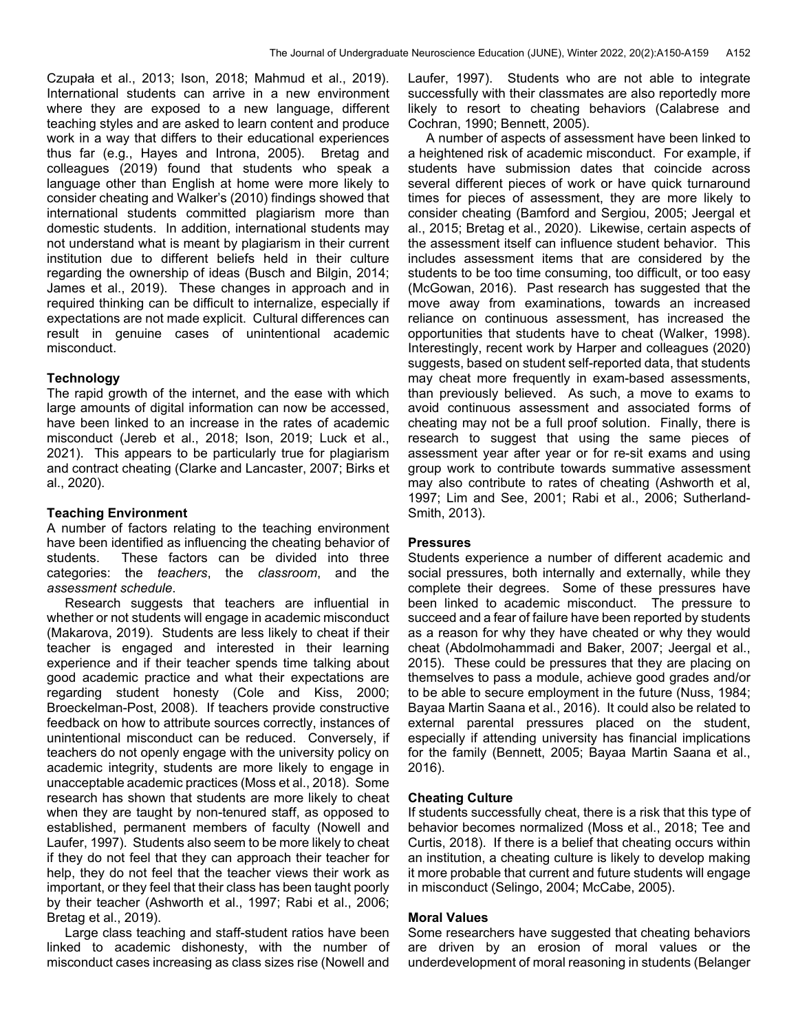Czupała et al., 2013; Ison, 2018; Mahmud et al., 2019). International students can arrive in a new environment where they are exposed to a new language, different teaching styles and are asked to learn content and produce work in a way that differs to their educational experiences thus far (e.g., Hayes and Introna, 2005). Bretag and colleagues (2019) found that students who speak a language other than English at home were more likely to consider cheating and Walker's (2010) findings showed that international students committed plagiarism more than domestic students. In addition, international students may not understand what is meant by plagiarism in their current institution due to different beliefs held in their culture regarding the ownership of ideas (Busch and Bilgin, 2014; James et al., 2019). These changes in approach and in required thinking can be difficult to internalize, especially if expectations are not made explicit. Cultural differences can result in genuine cases of unintentional academic misconduct.

### Technology

The rapid growth of the internet, and the ease with which large amounts of digital information can now be accessed, have been linked to an increase in the rates of academic misconduct (Jereb et al., 2018; Ison, 2019; Luck et al., 2021). This appears to be particularly true for plagiarism and contract cheating (Clarke and Lancaster, 2007; Birks et al., 2020).

### Teaching Environment

A number of factors relating to the teaching environment have been identified as influencing the cheating behavior of students. These factors can be divided into three categories: the *teachers*, the *classroom*, and the *assessment schedule*.

Research suggests that teachers are influential in whether or not students will engage in academic misconduct (Makarova, 2019). Students are less likely to cheat if their teacher is engaged and interested in their learning experience and if their teacher spends time talking about good academic practice and what their expectations are regarding student honesty (Cole and Kiss, 2000; Broeckelman-Post, 2008). If teachers provide constructive feedback on how to attribute sources correctly, instances of unintentional misconduct can be reduced. Conversely, if teachers do not openly engage with the university policy on academic integrity, students are more likely to engage in unacceptable academic practices (Moss et al., 2018). Some research has shown that students are more likely to cheat when they are taught by non-tenured staff, as opposed to established, permanent members of faculty (Nowell and Laufer, 1997). Students also seem to be more likely to cheat if they do not feel that they can approach their teacher for help, they do not feel that the teacher views their work as important, or they feel that their class has been taught poorly by their teacher (Ashworth et al., 1997; Rabi et al., 2006; Bretag et al., 2019).

Large class teaching and staff-student ratios have been linked to academic dishonesty, with the number of misconduct cases increasing as class sizes rise (Nowell and Laufer, 1997). Students who are not able to integrate successfully with their classmates are also reportedly more likely to resort to cheating behaviors (Calabrese and Cochran, 1990; Bennett, 2005).

A number of aspects of assessment have been linked to a heightened risk of academic misconduct. For example, if students have submission dates that coincide across several different pieces of work or have quick turnaround times for pieces of assessment, they are more likely to consider cheating (Bamford and Sergiou, 2005; Jeergal et al., 2015; Bretag et al., 2020). Likewise, certain aspects of the assessment itself can influence student behavior. This includes assessment items that are considered by the students to be too time consuming, too difficult, or too easy (McGowan, 2016). Past research has suggested that the move away from examinations, towards an increased reliance on continuous assessment, has increased the opportunities that students have to cheat (Walker, 1998). Interestingly, recent work by Harper and colleagues (2020) suggests, based on student self-reported data, that students may cheat more frequently in exam-based assessments, than previously believed. As such, a move to exams to avoid continuous assessment and associated forms of cheating may not be a full proof solution. Finally, there is research to suggest that using the same pieces of assessment year after year or for re-sit exams and using group work to contribute towards summative assessment may also contribute to rates of cheating (Ashworth et al, 1997; Lim and See, 2001; Rabi et al., 2006; Sutherland-Smith, 2013).

### Pressures

Students experience a number of different academic and social pressures, both internally and externally, while they complete their degrees. Some of these pressures have been linked to academic misconduct. The pressure to succeed and a fear of failure have been reported by students as a reason for why they have cheated or why they would cheat (Abdolmohammadi and Baker, 2007; Jeergal et al., 2015). These could be pressures that they are placing on themselves to pass a module, achieve good grades and/or to be able to secure employment in the future (Nuss, 1984; Bayaa Martin Saana et al., 2016). It could also be related to external parental pressures placed on the student, especially if attending university has financial implications for the family (Bennett, 2005; Bayaa Martin Saana et al., 2016).

### Cheating Culture

If students successfully cheat, there is a risk that this type of behavior becomes normalized (Moss et al., 2018; Tee and Curtis, 2018). If there is a belief that cheating occurs within an institution, a cheating culture is likely to develop making it more probable that current and future students will engage in misconduct (Selingo, 2004; McCabe, 2005).

### Moral Values

Some researchers have suggested that cheating behaviors are driven by an erosion of moral values or the underdevelopment of moral reasoning in students (Belanger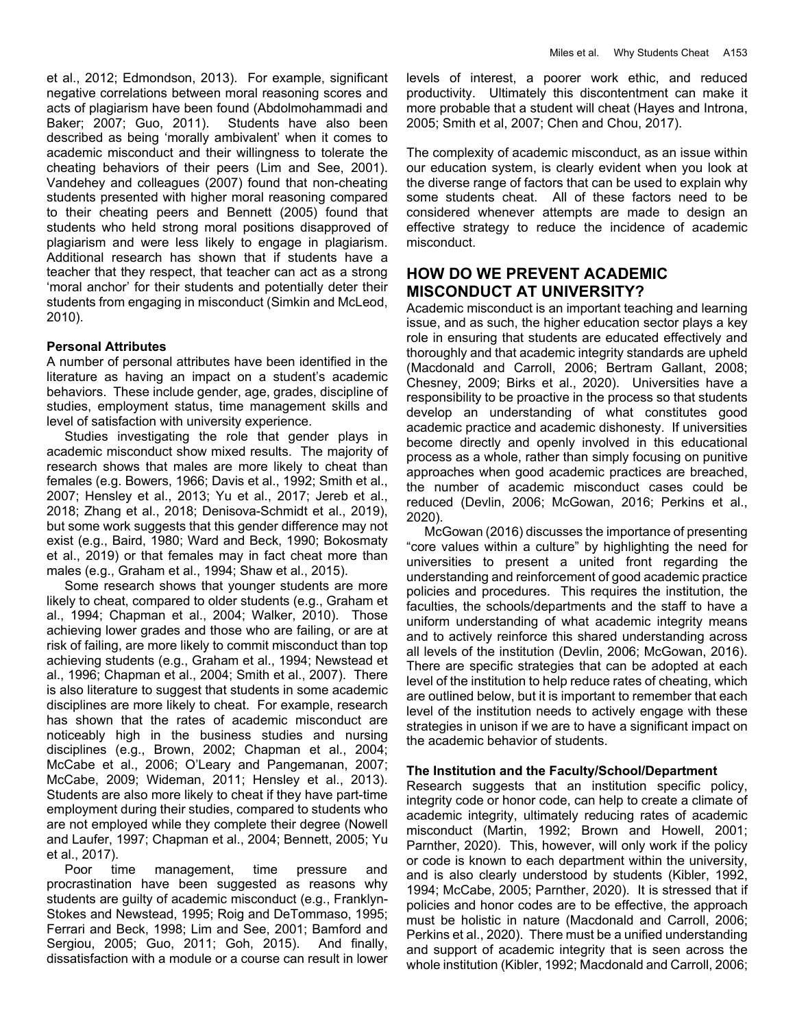et al., 2012; Edmondson, 2013). For example, significant negative correlations between moral reasoning scores and acts of plagiarism have been found (Abdolmohammadi and Baker; 2007; Guo, 2011). Students have also been described as being 'morally ambivalent' when it comes to academic misconduct and their willingness to tolerate the cheating behaviors of their peers (Lim and See, 2001). Vandehey and colleagues (2007) found that non-cheating students presented with higher moral reasoning compared to their cheating peers and Bennett (2005) found that students who held strong moral positions disapproved of plagiarism and were less likely to engage in plagiarism. Additional research has shown that if students have a teacher that they respect, that teacher can act as a strong 'moral anchor' for their students and potentially deter their students from engaging in misconduct (Simkin and McLeod, 2010).

### Personal Attributes

A number of personal attributes have been identified in the literature as having an impact on a student's academic behaviors. These include gender, age, grades, discipline of studies, employment status, time management skills and level of satisfaction with university experience.

Studies investigating the role that gender plays in academic misconduct show mixed results. The majority of research shows that males are more likely to cheat than females (e.g. Bowers, 1966; Davis et al., 1992; Smith et al., 2007; Hensley et al., 2013; Yu et al., 2017; Jereb et al., 2018; Zhang et al., 2018; Denisova-Schmidt et al., 2019), but some work suggests that this gender difference may not exist (e.g., Baird, 1980; Ward and Beck, 1990; Bokosmaty et al., 2019) or that females may in fact cheat more than males (e.g., Graham et al., 1994; Shaw et al., 2015).

Some research shows that younger students are more likely to cheat, compared to older students (e.g., Graham et al., 1994; Chapman et al., 2004; Walker, 2010). Those achieving lower grades and those who are failing, or are at risk of failing, are more likely to commit misconduct than top achieving students (e.g., Graham et al., 1994; Newstead et al., 1996; Chapman et al., 2004; Smith et al., 2007). There is also literature to suggest that students in some academic disciplines are more likely to cheat. For example, research has shown that the rates of academic misconduct are noticeably high in the business studies and nursing disciplines (e.g., Brown, 2002; Chapman et al., 2004; McCabe et al., 2006; O'Leary and Pangemanan, 2007; McCabe, 2009; Wideman, 2011; Hensley et al., 2013). Students are also more likely to cheat if they have part-time employment during their studies, compared to students who are not employed while they complete their degree (Nowell and Laufer, 1997; Chapman et al., 2004; Bennett, 2005; Yu et al., 2017).

Poor time management, time pressure and procrastination have been suggested as reasons why students are guilty of academic misconduct (e.g., Franklyn-Stokes and Newstead, 1995; Roig and DeTommaso, 1995; Ferrari and Beck, 1998; Lim and See, 2001; Bamford and Sergiou, 2005; Guo, 2011; Goh, 2015). And finally, dissatisfaction with a module or a course can result in lower levels of interest, a poorer work ethic, and reduced productivity. Ultimately this discontentment can make it more probable that a student will cheat (Hayes and Introna, 2005; Smith et al, 2007; Chen and Chou, 2017).

The complexity of academic misconduct, as an issue within our education system, is clearly evident when you look at the diverse range of factors that can be used to explain why some students cheat. All of these factors need to be considered whenever attempts are made to design an effective strategy to reduce the incidence of academic misconduct.

## HOW DO WE PREVENT ACADEMIC MISCONDUCT AT UNIVERSITY?

Academic misconduct is an important teaching and learning issue, and as such, the higher education sector plays a key role in ensuring that students are educated effectively and thoroughly and that academic integrity standards are upheld (Macdonald and Carroll, 2006; Bertram Gallant, 2008; Chesney, 2009; Birks et al., 2020). Universities have a responsibility to be proactive in the process so that students develop an understanding of what constitutes good academic practice and academic dishonesty. If universities become directly and openly involved in this educational process as a whole, rather than simply focusing on punitive approaches when good academic practices are breached, the number of academic misconduct cases could be reduced (Devlin, 2006; McGowan, 2016; Perkins et al., 2020).

McGowan (2016) discusses the importance of presenting "core values within a culture" by highlighting the need for universities to present a united front regarding the understanding and reinforcement of good academic practice policies and procedures. This requires the institution, the faculties, the schools/departments and the staff to have a uniform understanding of what academic integrity means and to actively reinforce this shared understanding across all levels of the institution (Devlin, 2006; McGowan, 2016). There are specific strategies that can be adopted at each level of the institution to help reduce rates of cheating, which are outlined below, but it is important to remember that each level of the institution needs to actively engage with these strategies in unison if we are to have a significant impact on the academic behavior of students.

### The Institution and the Faculty/School/Department

Research suggests that an institution specific policy, integrity code or honor code, can help to create a climate of academic integrity, ultimately reducing rates of academic misconduct (Martin, 1992; Brown and Howell, 2001; Parnther, 2020). This, however, will only work if the policy or code is known to each department within the university, and is also clearly understood by students (Kibler, 1992, 1994; McCabe, 2005; Parnther, 2020). It is stressed that if policies and honor codes are to be effective, the approach must be holistic in nature (Macdonald and Carroll, 2006; Perkins et al., 2020). There must be a unified understanding and support of academic integrity that is seen across the whole institution (Kibler, 1992; Macdonald and Carroll, 2006;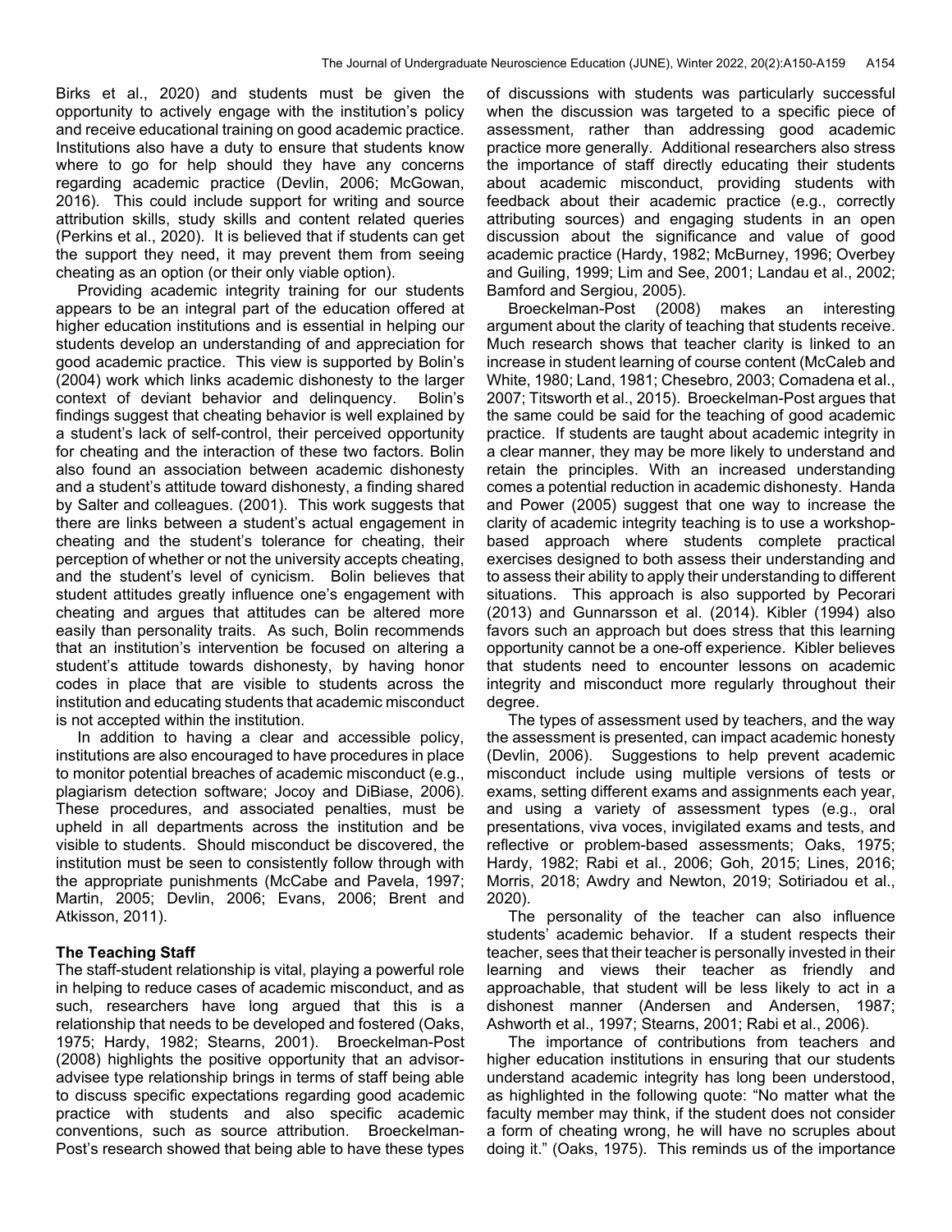Birks et al., 2020) and students must be given the opportunity to actively engage with the institution's policy and receive educational training on good academic practice. Institutions also have a duty to ensure that students know where to go for help should they have any concerns regarding academic practice (Devlin, 2006; McGowan, 2016). This could include support for writing and source attribution skills, study skills and content related queries (Perkins et al., 2020). It is believed that if students can get the support they need, it may prevent them from seeing cheating as an option (or their only viable option).

Providing academic integrity training for our students appears to be an integral part of the education offered at higher education institutions and is essential in helping our students develop an understanding of and appreciation for good academic practice. This view is supported by Bolin's (2004) work which links academic dishonesty to the larger context of deviant behavior and delinquency. Bolin's findings suggest that cheating behavior is well explained by a student's lack of self-control, their perceived opportunity for cheating and the interaction of these two factors. Bolin also found an association between academic dishonesty and a student's attitude toward dishonesty, a finding shared by Salter and colleagues. (2001). This work suggests that there are links between a student's actual engagement in cheating and the student's tolerance for cheating, their perception of whether or not the university accepts cheating, and the student's level of cynicism. Bolin believes that student attitudes greatly influence one's engagement with cheating and argues that attitudes can be altered more easily than personality traits. As such, Bolin recommends that an institution's intervention be focused on altering a student's attitude towards dishonesty, by having honor codes in place that are visible to students across the institution and educating students that academic misconduct is not accepted within the institution.

In addition to having a clear and accessible policy, institutions are also encouraged to have procedures in place to monitor potential breaches of academic misconduct (e.g., plagiarism detection software; Jocoy and DiBiase, 2006). These procedures, and associated penalties, must be upheld in all departments across the institution and be visible to students. Should misconduct be discovered, the institution must be seen to consistently follow through with the appropriate punishments (McCabe and Pavela, 1997; Martin, 2005; Devlin, 2006; Evans, 2006; Brent and Atkisson, 2011).

## The Teaching Staff

The staff-student relationship is vital, playing a powerful role in helping to reduce cases of academic misconduct, and as such, researchers have long argued that this is a relationship that needs to be developed and fostered (Oaks, 1975; Hardy, 1982; Stearns, 2001). Broeckelman-Post (2008) highlights the positive opportunity that an advisor-advisee type relationship brings in terms of staff being able to discuss specific expectations regarding good academic practice with students and also specific academic conventions, such as source attribution. Broeckelman-Post's research showed that being able to have these types of discussions with students was particularly successful when the discussion was targeted to a specific piece of assessment, rather than addressing good academic practice more generally. Additional researchers also stress the importance of staff directly educating their students about academic misconduct, providing students with feedback about their academic practice (e.g., correctly attributing sources) and engaging students in an open discussion about the significance and value of good academic practice (Hardy, 1982; McBurney, 1996; Overbey and Guiling, 1999; Lim and See, 2001; Landau et al., 2002; Bamford and Sergiou, 2005).

Broeckelman-Post (2008) makes an interesting argument about the clarity of teaching that students receive. Much research shows that teacher clarity is linked to an increase in student learning of course content (McCaleb and White, 1980; Land, 1981; Chesebro, 2003; Comadena et al., 2007; Titsworth et al., 2015). Broeckelman-Post argues that the same could be said for the teaching of good academic practice. If students are taught about academic integrity in a clear manner, they may be more likely to understand and retain the principles. With an increased understanding comes a potential reduction in academic dishonesty. Handa and Power (2005) suggest that one way to increase the clarity of academic integrity teaching is to use a workshop-based approach where students complete practical exercises designed to both assess their understanding and to assess their ability to apply their understanding to different situations. This approach is also supported by Pecorari (2013) and Gunnarsson et al. (2014). Kibler (1994) also favors such an approach but does stress that this learning opportunity cannot be a one-off experience. Kibler believes that students need to encounter lessons on academic integrity and misconduct more regularly throughout their degree.

The types of assessment used by teachers, and the way the assessment is presented, can impact academic honesty (Devlin, 2006). Suggestions to help prevent academic misconduct include using multiple versions of tests or exams, setting different exams and assignments each year, and using a variety of assessment types (e.g., oral presentations, viva voces, invigilated exams and tests, and reflective or problem-based assessments; Oaks, 1975; Hardy, 1982; Rabi et al., 2006; Goh, 2015; Lines, 2016; Morris, 2018; Awdry and Newton, 2019; Sotiriadou et al., 2020).

The personality of the teacher can also influence students' academic behavior. If a student respects their teacher, sees that their teacher is personally invested in their learning and views their teacher as friendly and approachable, that student will be less likely to act in a dishonest manner (Andersen and Andersen, 1987; Ashworth et al., 1997; Stearns, 2001; Rabi et al., 2006).

The importance of contributions from teachers and higher education institutions in ensuring that our students understand academic integrity has long been understood, as highlighted in the following quote: "No matter what the faculty member may think, if the student does not consider a form of cheating wrong, he will have no scruples about doing it." (Oaks, 1975). This reminds us of the importance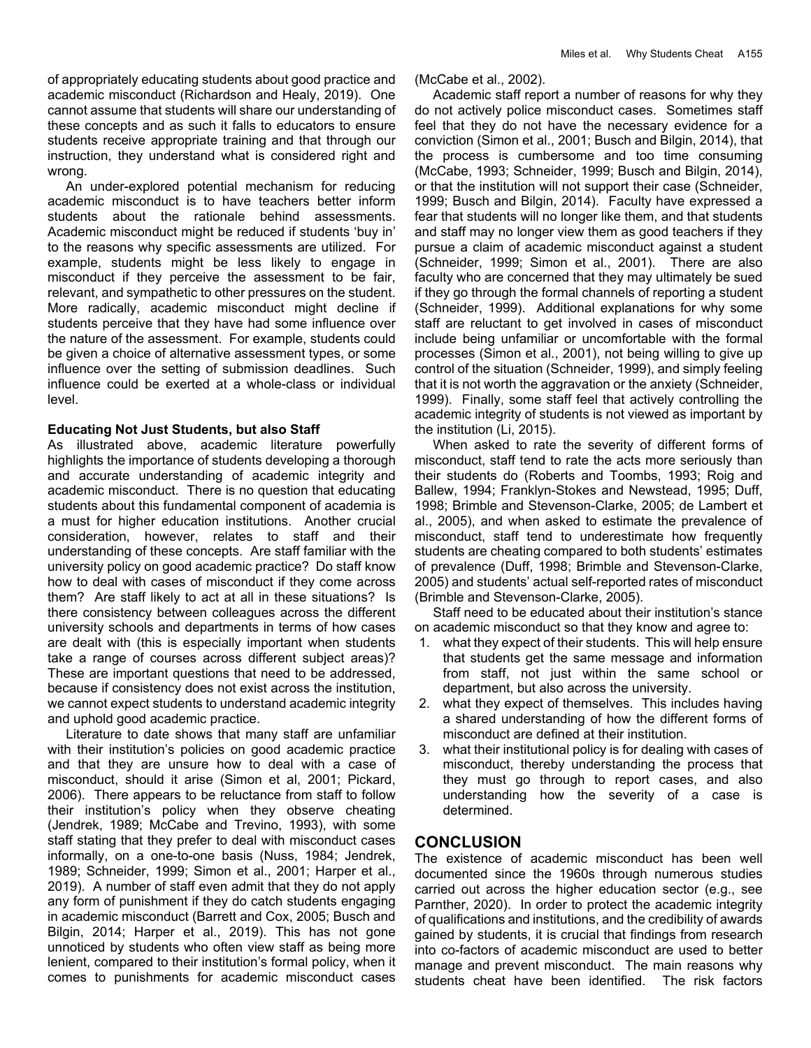of appropriately educating students about good practice and academic misconduct (Richardson and Healy, 2019). One cannot assume that students will share our understanding of these concepts and as such it falls to educators to ensure students receive appropriate training and that through our instruction, they understand what is considered right and wrong.

An under-explored potential mechanism for reducing academic misconduct is to have teachers better inform students about the rationale behind assessments. Academic misconduct might be reduced if students 'buy in' to the reasons why specific assessments are utilized. For example, students might be less likely to engage in misconduct if they perceive the assessment to be fair, relevant, and sympathetic to other pressures on the student. More radically, academic misconduct might decline if students perceive that they have had some influence over the nature of the assessment. For example, students could be given a choice of alternative assessment types, or some influence over the setting of submission deadlines. Such influence could be exerted at a whole-class or individual level.

**Educating Not Just Students, but also Staff**

As illustrated above, academic literature powerfully highlights the importance of students developing a thorough and accurate understanding of academic integrity and academic misconduct. There is no question that educating students about this fundamental component of academia is a must for higher education institutions. Another crucial consideration, however, relates to staff and their understanding of these concepts. Are staff familiar with the university policy on good academic practice? Do staff know how to deal with cases of misconduct if they come across them? Are staff likely to act at all in these situations? Is there consistency between colleagues across the different university schools and departments in terms of how cases are dealt with (this is especially important when students take a range of courses across different subject areas)? These are important questions that need to be addressed, because if consistency does not exist across the institution, we cannot expect students to understand academic integrity and uphold good academic practice.

Literature to date shows that many staff are unfamiliar with their institution's policies on good academic practice and that they are unsure how to deal with a case of misconduct, should it arise (Simon et al, 2001; Pickard, 2006). There appears to be reluctance from staff to follow their institution's policy when they observe cheating (Jendrek, 1989; McCabe and Trevino, 1993), with some staff stating that they prefer to deal with misconduct cases informally, on a one-to-one basis (Nuss, 1984; Jendrek, 1989; Schneider, 1999; Simon et al., 2001; Harper et al., 2019). A number of staff even admit that they do not apply any form of punishment if they do catch students engaging in academic misconduct (Barrett and Cox, 2005; Busch and Bilgin, 2014; Harper et al., 2019). This has not gone unnoticed by students who often view staff as being more lenient, compared to their institution's formal policy, when it comes to punishments for academic misconduct cases (McCabe et al., 2002).

Academic staff report a number of reasons for why they do not actively police misconduct cases. Sometimes staff feel that they do not have the necessary evidence for a conviction (Simon et al., 2001; Busch and Bilgin, 2014), that the process is cumbersome and too time consuming (McCabe, 1993; Schneider, 1999; Busch and Bilgin, 2014), or that the institution will not support their case (Schneider, 1999; Busch and Bilgin, 2014). Faculty have expressed a fear that students will no longer like them, and that students and staff may no longer view them as good teachers if they pursue a claim of academic misconduct against a student (Schneider, 1999; Simon et al., 2001). There are also faculty who are concerned that they may ultimately be sued if they go through the formal channels of reporting a student (Schneider, 1999). Additional explanations for why some staff are reluctant to get involved in cases of misconduct include being unfamiliar or uncomfortable with the formal processes (Simon et al., 2001), not being willing to give up control of the situation (Schneider, 1999), and simply feeling that it is not worth the aggravation or the anxiety (Schneider, 1999). Finally, some staff feel that actively controlling the academic integrity of students is not viewed as important by the institution (Li, 2015).

When asked to rate the severity of different forms of misconduct, staff tend to rate the acts more seriously than their students do (Roberts and Toombs, 1993; Roig and Ballew, 1994; Franklyn-Stokes and Newstead, 1995; Duff, 1998; Brimble and Stevenson-Clarke, 2005; de Lambert et al., 2005), and when asked to estimate the prevalence of misconduct, staff tend to underestimate how frequently students are cheating compared to both students' estimates of prevalence (Duff, 1998; Brimble and Stevenson-Clarke, 2005) and students' actual self-reported rates of misconduct (Brimble and Stevenson-Clarke, 2005).

Staff need to be educated about their institution's stance on academic misconduct so that they know and agree to:

1. what they expect of their students. This will help ensure that students get the same message and information from staff, not just within the same school or department, but also across the university.
2. what they expect of themselves. This includes having a shared understanding of how the different forms of misconduct are defined at their institution.
3. what their institutional policy is for dealing with cases of misconduct, thereby understanding the process that they must go through to report cases, and also understanding how the severity of a case is determined.

## CONCLUSION

The existence of academic misconduct has been well documented since the 1960s through numerous studies carried out across the higher education sector (e.g., see Parnther, 2020). In order to protect the academic integrity of qualifications and institutions, and the credibility of awards gained by students, it is crucial that findings from research into co-factors of academic misconduct are used to better manage and prevent misconduct. The main reasons why students cheat have been identified. The risk factors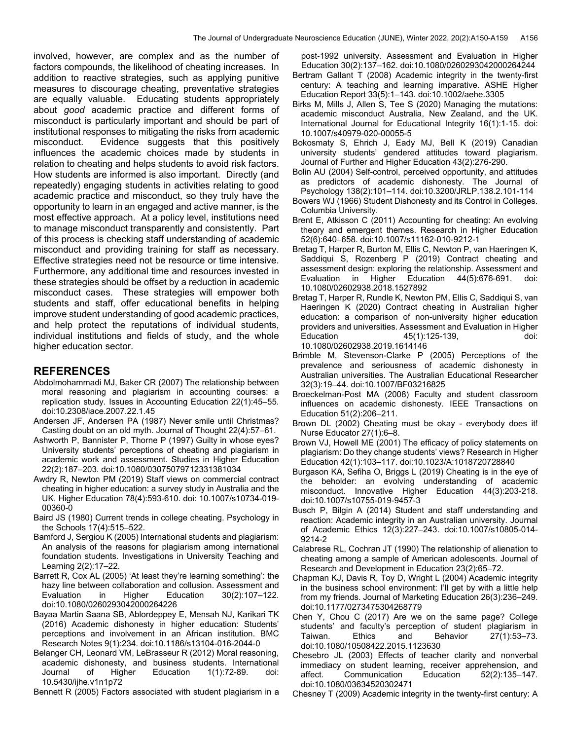involved, however, are complex and as the number of factors compounds, the likelihood of cheating increases. In addition to reactive strategies, such as applying punitive measures to discourage cheating, preventative strategies are equally valuable. Educating students appropriately about *good* academic practice and different forms of misconduct is particularly important and should be part of institutional responses to mitigating the risks from academic misconduct. Evidence suggests that this positively influences the academic choices made by students in relation to cheating and helps students to avoid risk factors. How students are informed is also important. Directly (and repeatedly) engaging students in activities relating to good academic practice and misconduct, so they truly have the opportunity to learn in an engaged and active manner, is the most effective approach. At a policy level, institutions need to manage misconduct transparently and consistently. Part of this process is checking staff understanding of academic misconduct and providing training for staff as necessary. Effective strategies need not be resource or time intensive. Furthermore, any additional time and resources invested in these strategies should be offset by a reduction in academic misconduct cases. These strategies will empower both students and staff, offer educational benefits in helping improve student understanding of good academic practices, and help protect the reputations of individual students, individual institutions and fields of study, and the whole higher education sector.

## REFERENCES

Abdolmohammadi MJ, Baker CR (2007) The relationship between moral reasoning and plagiarism in accounting courses: a replication study. Issues in Accounting Education 22(1):45–55. doi:10.2308/iace.2007.22.1.45

Andersen JF, Andersen PA (1987) Never smile until Christmas? Casting doubt on an old myth. Journal of Thought 22(4):57–61.

Ashworth P, Bannister P, Thorne P (1997) Guilty in whose eyes? University students' perceptions of cheating and plagiarism in academic work and assessment. Studies in Higher Education 22(2):187–203. doi:10.1080/03075079712331381034

Awdry R, Newton PM (2019) Staff views on commercial contract cheating in higher education: a survey study in Australia and the UK. Higher Education 78(4):593-610. doi: 10.1007/s10734-019-00360-0

Baird JS (1980) Current trends in college cheating. Psychology in the Schools 17(4):515–522.

Bamford J, Sergiou K (2005) International students and plagiarism: An analysis of the reasons for plagiarism among international foundation students. Investigations in University Teaching and Learning 2(2):17–22.

Barrett R, Cox AL (2005) 'At least they're learning something': the hazy line between collaboration and collusion. Assessment and Evaluation in Higher Education 30(2):107–122. doi:10.1080/0260293042000264226

Bayaa Martin Saana SB, Ablordeppey E, Mensah NJ, Karikari TK (2016) Academic dishonesty in higher education: Students' perceptions and involvement in an African institution. BMC Research Notes 9(1):234. doi:10.1186/s13104-016-2044-0

Belanger CH, Leonard VM, LeBrasseur R (2012) Moral reasoning, academic dishonesty, and business students. International Journal of Higher Education 1(1):72-89. doi: 10.5430/ijhe.v1n1p72

Bennett R (2005) Factors associated with student plagiarism in a post-1992 university. Assessment and Evaluation in Higher Education 30(2):137–162. doi:10.1080/0260293042000264244

Bertram Gallant T (2008) Academic integrity in the twenty-first century: A teaching and learning imparative. ASHE Higher Education Report 33(5):1–143. doi:10.1002/aehe.3305

Birks M, Mills J, Allen S, Tee S (2020) Managing the mutations: academic misconduct Australia, New Zealand, and the UK. International Journal for Educational Integrity 16(1):1-15. doi: 10.1007/s40979-020-00055-5

Bokosmaty S, Ehrich J, Eady MJ, Bell K (2019) Canadian university students' gendered attitudes toward plagiarism. Journal of Further and Higher Education 43(2):276-290.

Bolin AU (2004) Self-control, perceived opportunity, and attitudes as predictors of academic dishonesty. The Journal of Psychology 138(2):101–114. doi:10.3200/JRLP.138.2.101-114

Bowers WJ (1966) Student Dishonesty and its Control in Colleges. Columbia University.

Brent E, Atkisson C (2011) Accounting for cheating: An evolving theory and emergent themes. Research in Higher Education 52(6):640–658. doi:10.1007/s11162-010-9212-1

Bretag T, Harper R, Burton M, Ellis C, Newton P, van Haeringen K, Saddiqui S, Rozenberg P (2019) Contract cheating and assessment design: exploring the relationship. Assessment and Evaluation in Higher Education 44(5):676-691. doi: 10.1080/02602938.2018.1527892

Bretag T, Harper R, Rundle K, Newton PM, Ellis C, Saddiqui S, van Haeringen K (2020) Contract cheating in Australian higher education: a comparison of non-university higher education providers and universities. Assessment and Evaluation in Higher Education 45(1):125-139, doi: 10.1080/02602938.2019.1614146

Brimble M, Stevenson-Clarke P (2005) Perceptions of the prevalence and seriousness of academic dishonesty in Australian universities. The Australian Educational Researcher 32(3):19–44. doi:10.1007/BF03216825

Broeckelman-Post MA (2008) Faculty and student classroom influences on academic dishonesty. IEEE Transactions on Education 51(2):206–211.

Brown DL (2002) Cheating must be okay - everybody does it! Nurse Educator 27(1):6–8.

Brown VJ, Howell ME (2001) The efficacy of policy statements on plagiarism: Do they change students' views? Research in Higher Education 42(1):103–117. doi:10.1023/A:1018720728840

Burgason KA, Sefiha O, Briggs L (2019) Cheating is in the eye of the beholder: an evolving understanding of academic misconduct. Innovative Higher Education 44(3):203-218. doi:10.1007/s10755-019-9457-3

Busch P, Bilgin A (2014) Student and staff understanding and reaction: Academic integrity in an Australian university. Journal of Academic Ethics 12(3):227–243. doi:10.1007/s10805-014-9214-2

Calabrese RL, Cochran JT (1990) The relationship of alienation to cheating among a sample of American adolescents. Journal of Research and Development in Education 23(2):65–72.

Chapman KJ, Davis R, Toy D, Wright L (2004) Academic integrity in the business school environment: I'll get by with a little help from my friends. Journal of Marketing Education 26(3):236–249. doi:10.1177/0273475304268779

Chen Y, Chou C (2017) Are we on the same page? College students' and faculty's perception of student plagiarism in Taiwan. Ethics and Behavior 27(1):53–73. doi:10.1080/10508422.2015.1123630

Chesebro JL (2003) Effects of teacher clarity and nonverbal immediacy on student learning, receiver apprehension, and affect. Communication Education 52(2):135–147. doi:10.1080/03634520302471

Chesney T (2009) Academic integrity in the twenty-first century: A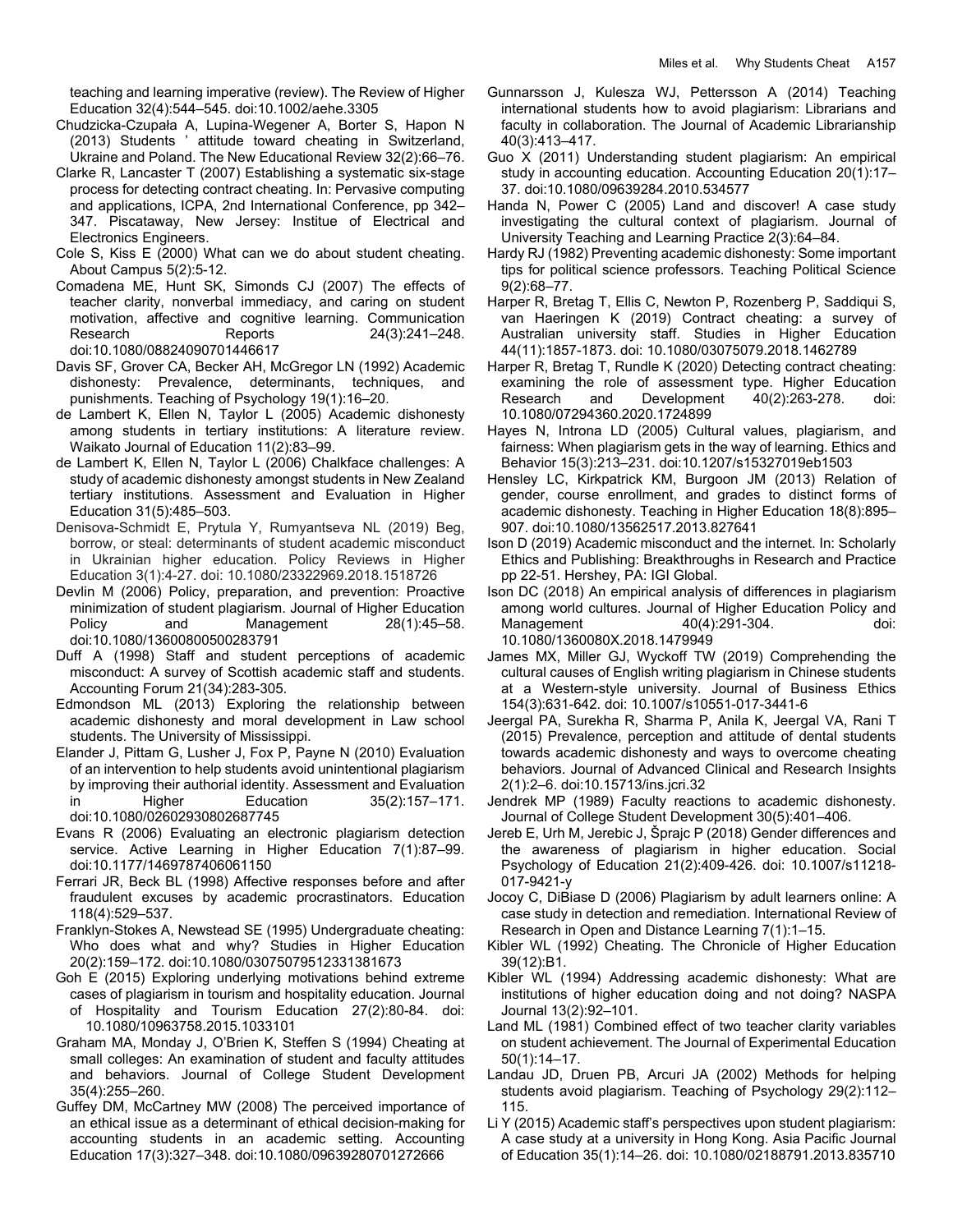teaching and learning imperative (review). The Review of Higher Education 32(4):544–545. doi:10.1002/aehe.3305

Chudzicka-Czupała A, Lupina-Wegener A, Borter S, Hapon N (2013) Students ' attitude toward cheating in Switzerland, Ukraine and Poland. The New Educational Review 32(2):66–76.

Clarke R, Lancaster T (2007) Establishing a systematic six-stage process for detecting contract cheating. In: Pervasive computing and applications, ICPA, 2nd International Conference, pp 342–347. Piscataway, New Jersey: Institue of Electrical and Electronics Engineers.

Cole S, Kiss E (2000) What can we do about student cheating. About Campus 5(2):5-12.

Comadena ME, Hunt SK, Simonds CJ (2007) The effects of teacher clarity, nonverbal immediacy, and caring on student motivation, affective and cognitive learning. Communication Research Reports 24(3):241–248. doi:10.1080/08824090701446617

Davis SF, Grover CA, Becker AH, McGregor LN (1992) Academic dishonesty: Prevalence, determinants, techniques, and punishments. Teaching of Psychology 19(1):16–20.

de Lambert K, Ellen N, Taylor L (2005) Academic dishonesty among students in tertiary institutions: A literature review. Waikato Journal of Education 11(2):83–99.

de Lambert K, Ellen N, Taylor L (2006) Chalkface challenges: A study of academic dishonesty amongst students in New Zealand tertiary institutions. Assessment and Evaluation in Higher Education 31(5):485–503.

Denisova-Schmidt E, Prytula Y, Rumyantseva NL (2019) Beg, borrow, or steal: determinants of student academic misconduct in Ukrainian higher education. Policy Reviews in Higher Education 3(1):4-27. doi: 10.1080/23322969.2018.1518726

Devlin M (2006) Policy, preparation, and prevention: Proactive minimization of student plagiarism. Journal of Higher Education Policy and Management 28(1):45–58. doi:10.1080/13600800500283791

Duff A (1998) Staff and student perceptions of academic misconduct: A survey of Scottish academic staff and students. Accounting Forum 21(34):283-305.

Edmondson ML (2013) Exploring the relationship between academic dishonesty and moral development in Law school students. The University of Mississippi.

Elander J, Pittam G, Lusher J, Fox P, Payne N (2010) Evaluation of an intervention to help students avoid unintentional plagiarism by improving their authorial identity. Assessment and Evaluation in Higher Education 35(2):157–171. doi:10.1080/02602930802687745

Evans R (2006) Evaluating an electronic plagiarism detection service. Active Learning in Higher Education 7(1):87–99. doi:10.1177/1469787406061150

Ferrari JR, Beck BL (1998) Affective responses before and after fraudulent excuses by academic procrastinators. Education 118(4):529–537.

Franklyn-Stokes A, Newstead SE (1995) Undergraduate cheating: Who does what and why? Studies in Higher Education 20(2):159–172. doi:10.1080/03075079512331381673

Goh E (2015) Exploring underlying motivations behind extreme cases of plagiarism in tourism and hospitality education. Journal of Hospitality and Tourism Education 27(2):80-84. doi: 10.1080/10963758.2015.1033101

Graham MA, Monday J, O'Brien K, Steffen S (1994) Cheating at small colleges: An examination of student and faculty attitudes and behaviors. Journal of College Student Development 35(4):255–260.

Guffey DM, McCartney MW (2008) The perceived importance of an ethical issue as a determinant of ethical decision-making for accounting students in an academic setting. Accounting Education 17(3):327–348. doi:10.1080/09639280701272666

Gunnarsson J, Kulesza WJ, Pettersson A (2014) Teaching international students how to avoid plagiarism: Librarians and faculty in collaboration. The Journal of Academic Librarianship 40(3):413–417.

Guo X (2011) Understanding student plagiarism: An empirical study in accounting education. Accounting Education 20(1):17–37. doi:10.1080/09639284.2010.534577

Handa N, Power C (2005) Land and discover! A case study investigating the cultural context of plagiarism. Journal of University Teaching and Learning Practice 2(3):64–84.

Hardy RJ (1982) Preventing academic dishonesty: Some important tips for political science professors. Teaching Political Science 9(2):68–77.

Harper R, Bretag T, Ellis C, Newton P, Rozenberg P, Saddiqui S, van Haeringen K (2019) Contract cheating: a survey of Australian university staff. Studies in Higher Education 44(11):1857-1873. doi: 10.1080/03075079.2018.1462789

Harper R, Bretag T, Rundle K (2020) Detecting contract cheating: examining the role of assessment type. Higher Education Research and Development 40(2):263-278. doi: 10.1080/07294360.2020.1724899

Hayes N, Introna LD (2005) Cultural values, plagiarism, and fairness: When plagiarism gets in the way of learning. Ethics and Behavior 15(3):213–231. doi:10.1207/s15327019eb1503

Hensley LC, Kirkpatrick KM, Burgoon JM (2013) Relation of gender, course enrollment, and grades to distinct forms of academic dishonesty. Teaching in Higher Education 18(8):895–907. doi:10.1080/13562517.2013.827641

Ison D (2019) Academic misconduct and the internet. In: Scholarly Ethics and Publishing: Breakthroughs in Research and Practice pp 22-51. Hershey, PA: IGI Global.

Ison DC (2018) An empirical analysis of differences in plagiarism among world cultures. Journal of Higher Education Policy and Management 40(4):291-304. doi: 10.1080/1360080X.2018.1479949

James MX, Miller GJ, Wyckoff TW (2019) Comprehending the cultural causes of English writing plagiarism in Chinese students at a Western-style university. Journal of Business Ethics 154(3):631-642. doi: 10.1007/s10551-017-3441-6

Jeergal PA, Surekha R, Sharma P, Anila K, Jeergal VA, Rani T (2015) Prevalence, perception and attitude of dental students towards academic dishonesty and ways to overcome cheating behaviors. Journal of Advanced Clinical and Research Insights 2(1):2–6. doi:10.15713/ins.jcri.32

Jendrek MP (1989) Faculty reactions to academic dishonesty. Journal of College Student Development 30(5):401–406.

Jereb E, Urh M, Jerebic J, Šprajc P (2018) Gender differences and the awareness of plagiarism in higher education. Social Psychology of Education 21(2):409-426. doi: 10.1007/s11218-017-9421-y

Jocoy C, DiBiase D (2006) Plagiarism by adult learners online: A case study in detection and remediation. International Review of Research in Open and Distance Learning 7(1):1–15.

Kibler WL (1992) Cheating. The Chronicle of Higher Education 39(12):B1.

Kibler WL (1994) Addressing academic dishonesty: What are institutions of higher education doing and not doing? NASPA Journal 13(2):92–101.

Land ML (1981) Combined effect of two teacher clarity variables on student achievement. The Journal of Experimental Education 50(1):14–17.

Landau JD, Druen PB, Arcuri JA (2002) Methods for helping students avoid plagiarism. Teaching of Psychology 29(2):112–115.

Li Y (2015) Academic staff's perspectives upon student plagiarism: A case study at a university in Hong Kong. Asia Pacific Journal of Education 35(1):14–26. doi: 10.1080/02188791.2013.835710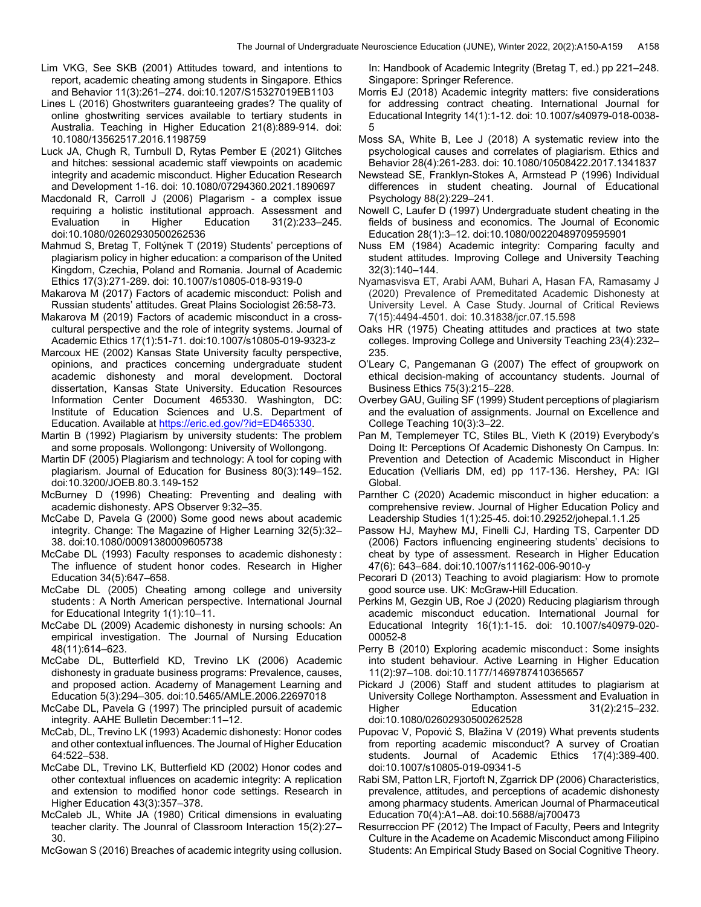Lim VKG, See SKB (2001) Attitudes toward, and intentions to report, academic cheating among students in Singapore. Ethics and Behavior 11(3):261–274. doi:10.1207/S15327019EB1103

Lines L (2016) Ghostwriters guaranteeing grades? The quality of online ghostwriting services available to tertiary students in Australia. Teaching in Higher Education 21(8):889-914. doi: 10.1080/13562517.2016.1198759

Luck JA, Chugh R, Turnbull D, Rytas Pember E (2021) Glitches and hitches: sessional academic staff viewpoints on academic integrity and academic misconduct. Higher Education Research and Development 1-16. doi: 10.1080/07294360.2021.1890697

Macdonald R, Carroll J (2006) Plagarism - a complex issue requiring a holistic institutional approach. Assessment and Evaluation in Higher Education 31(2):233–245. doi:10.1080/02602930500262536

Mahmud S, Bretag T, Foltýnek T (2019) Students' perceptions of plagiarism policy in higher education: a comparison of the United Kingdom, Czechia, Poland and Romania. Journal of Academic Ethics 17(3):271-289. doi: 10.1007/s10805-018-9319-0

Makarova M (2017) Factors of academic misconduct: Polish and Russian students' attitudes. Great Plains Sociologist 26:58-73.

Makarova M (2019) Factors of academic misconduct in a cross-cultural perspective and the role of integrity systems. Journal of Academic Ethics 17(1):51-71. doi:10.1007/s10805-019-9323-z

Marcoux HE (2002) Kansas State University faculty perspective, opinions, and practices concerning undergraduate student academic dishonesty and moral development. Doctoral dissertation, Kansas State University. Education Resources Information Center Document 465330. Washington, DC: Institute of Education Sciences and U.S. Department of Education. Available at https://eric.ed.gov/?id=ED465330.

Martin B (1992) Plagiarism by university students: The problem and some proposals. Wollongong: University of Wollongong.

Martin DF (2005) Plagiarism and technology: A tool for coping with plagiarism. Journal of Education for Business 80(3):149–152. doi:10.3200/JOEB.80.3.149-152

McBurney D (1996) Cheating: Preventing and dealing with academic dishonesty. APS Observer 9:32–35.

McCabe D, Pavela G (2000) Some good news about academic integrity. Change: The Magazine of Higher Learning 32(5):32–38. doi:10.1080/00091380009605738

McCabe DL (1993) Faculty responses to academic dishonesty : The influence of student honor codes. Research in Higher Education 34(5):647–658.

McCabe DL (2005) Cheating among college and university students : A North American perspective. International Journal for Educational Integrity 1(1):10–11.

McCabe DL (2009) Academic dishonesty in nursing schools: An empirical investigation. The Journal of Nursing Education 48(11):614–623.

McCabe DL, Butterfield KD, Trevino LK (2006) Academic dishonesty in graduate business programs: Prevalence, causes, and proposed action. Academy of Management Learning and Education 5(3):294–305. doi:10.5465/AMLE.2006.22697018

McCabe DL, Pavela G (1997) The principled pursuit of academic integrity. AAHE Bulletin December:11–12.

McCab, DL, Trevino LK (1993) Academic dishonesty: Honor codes and other contextual influences. The Journal of Higher Education 64:522–538.

McCabe DL, Trevino LK, Butterfield KD (2002) Honor codes and other contextual influences on academic integrity: A replication and extension to modified honor code settings. Research in Higher Education 43(3):357–378.

McCaleb JL, White JA (1980) Critical dimensions in evaluating teacher clarity. The Jounral of Classroom Interaction 15(2):27–30.

McGowan S (2016) Breaches of academic integrity using collusion. In: Handbook of Academic Integrity (Bretag T, ed.) pp 221–248. Singapore: Springer Reference.

Morris EJ (2018) Academic integrity matters: five considerations for addressing contract cheating. International Journal for Educational Integrity 14(1):1-12. doi: 10.1007/s40979-018-0038-5

Moss SA, White B, Lee J (2018) A systematic review into the psychological causes and correlates of plagiarism. Ethics and Behavior 28(4):261-283. doi: 10.1080/10508422.2017.1341837

Newstead SE, Franklyn-Stokes A, Armstead P (1996) Individual differences in student cheating. Journal of Educational Psychology 88(2):229–241.

Nowell C, Laufer D (1997) Undergraduate student cheating in the fields of business and economics. The Journal of Economic Education 28(1):3–12. doi:10.1080/00220489709595901

Nuss EM (1984) Academic integrity: Comparing faculty and student attitudes. Improving College and University Teaching 32(3):140–144.

Nyamasvisva ET, Arabi AAM, Buhari A, Hasan FA, Ramasamy J (2020) Prevalence of Premeditated Academic Dishonesty at University Level. A Case Study. Journal of Critical Reviews 7(15):4494-4501. doi: 10.31838/jcr.07.15.598

Oaks HR (1975) Cheating attitudes and practices at two state colleges. Improving College and University Teaching 23(4):232–235.

O'Leary C, Pangemanan G (2007) The effect of groupwork on ethical decision-making of accountancy students. Journal of Business Ethics 75(3):215–228.

Overbey GAU, Guiling SF (1999) Student perceptions of plagiarism and the evaluation of assignments. Journal on Excellence and College Teaching 10(3):3–22.

Pan M, Templemeyer TC, Stiles BL, Vieth K (2019) Everybody's Doing It: Perceptions Of Academic Dishonesty On Campus. In: Prevention and Detection of Academic Misconduct in Higher Education (Velliaris DM, ed) pp 117-136. Hershey, PA: IGI Global.

Parnther C (2020) Academic misconduct in higher education: a comprehensive review. Journal of Higher Education Policy and Leadership Studies 1(1):25-45. doi:10.29252/johepal.1.1.25

Passow HJ, Mayhew MJ, Finelli CJ, Harding TS, Carpenter DD (2006) Factors influencing engineering students' decisions to cheat by type of assessment. Research in Higher Education 47(6): 643–684. doi:10.1007/s11162-006-9010-y

Pecorari D (2013) Teaching to avoid plagiarism: How to promote good source use. UK: McGraw-Hill Education.

Perkins M, Gezgin UB, Roe J (2020) Reducing plagiarism through academic misconduct education. International Journal for Educational Integrity 16(1):1-15. doi: 10.1007/s40979-020-00052-8

Perry B (2010) Exploring academic misconduct : Some insights into student behaviour. Active Learning in Higher Education 11(2):97–108. doi:10.1177/1469787410365657

Pickard J (2006) Staff and student attitudes to plagiarism at University College Northampton. Assessment and Evaluation in Higher Education 31(2):215–232. doi:10.1080/02602930500262528

Pupovac V, Popović S, Blažina V (2019) What prevents students from reporting academic misconduct? A survey of Croatian students. Journal of Academic Ethics 17(4):389-400. doi:10.1007/s10805-019-09341-5

Rabi SM, Patton LR, Fjortoft N, Zgarrick DP (2006) Characteristics, prevalence, attitudes, and perceptions of academic dishonesty among pharmacy students. American Journal of Pharmaceutical Education 70(4):A1–A8. doi:10.5688/aj700473

Resurreccion PF (2012) The Impact of Faculty, Peers and Integrity Culture in the Academe on Academic Misconduct among Filipino Students: An Empirical Study Based on Social Cognitive Theory.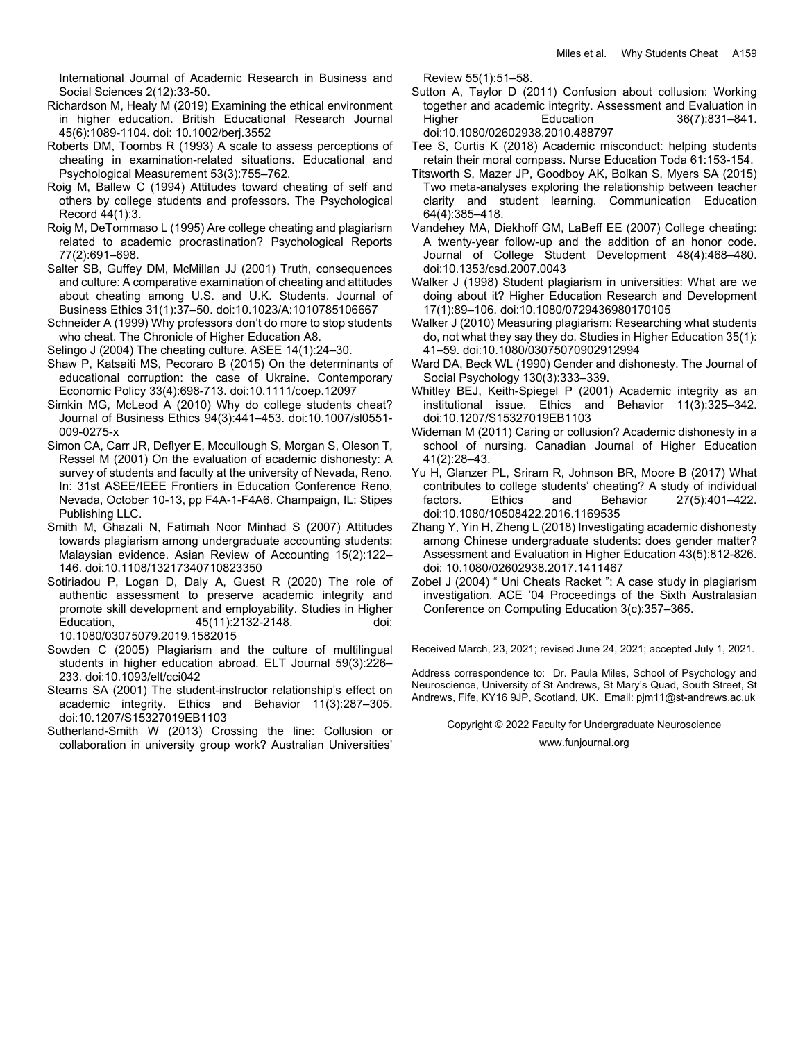International Journal of Academic Research in Business and Social Sciences 2(12):33-50.

Richardson M, Healy M (2019) Examining the ethical environment in higher education. British Educational Research Journal 45(6):1089-1104. doi: 10.1002/berj.3552

Roberts DM, Toombs R (1993) A scale to assess perceptions of cheating in examination-related situations. Educational and Psychological Measurement 53(3):755–762.

Roig M, Ballew C (1994) Attitudes toward cheating of self and others by college students and professors. The Psychological Record 44(1):3.

Roig M, DeTommaso L (1995) Are college cheating and plagiarism related to academic procrastination? Psychological Reports 77(2):691–698.

Salter SB, Guffey DM, McMillan JJ (2001) Truth, consequences and culture: A comparative examination of cheating and attitudes about cheating among U.S. and U.K. Students. Journal of Business Ethics 31(1):37–50. doi:10.1023/A:1010785106667

Schneider A (1999) Why professors don't do more to stop students who cheat. The Chronicle of Higher Education A8.

Selingo J (2004) The cheating culture. ASEE 14(1):24–30.

Shaw P, Katsaiti MS, Pecoraro B (2015) On the determinants of educational corruption: the case of Ukraine. Contemporary Economic Policy 33(4):698-713. doi:10.1111/coep.12097

Simkin MG, McLeod A (2010) Why do college students cheat? Journal of Business Ethics 94(3):441–453. doi:10.1007/sl0551-009-0275-x

Simon CA, Carr JR, Deflyer E, Mccullough S, Morgan S, Oleson T, Ressel M (2001) On the evaluation of academic dishonesty: A survey of students and faculty at the university of Nevada, Reno. In: 31st ASEE/IEEE Frontiers in Education Conference Reno, Nevada, October 10-13, pp F4A-1-F4A6. Champaign, IL: Stipes Publishing LLC.

Smith M, Ghazali N, Fatimah Noor Minhad S (2007) Attitudes towards plagiarism among undergraduate accounting students: Malaysian evidence. Asian Review of Accounting 15(2):122–146. doi:10.1108/13217340710823350

Sotiriadou P, Logan D, Daly A, Guest R (2020) The role of authentic assessment to preserve academic integrity and promote skill development and employability. Studies in Higher Education, 45(11):2132-2148. doi: 10.1080/03075079.2019.1582015

Sowden C (2005) Plagiarism and the culture of multilingual students in higher education abroad. ELT Journal 59(3):226–233. doi:10.1093/elt/cci042

Stearns SA (2001) The student-instructor relationship's effect on academic integrity. Ethics and Behavior 11(3):287–305. doi:10.1207/S15327019EB1103

Sutherland-Smith W (2013) Crossing the line: Collusion or collaboration in university group work? Australian Universities' Review 55(1):51–58.

Sutton A, Taylor D (2011) Confusion about collusion: Working together and academic integrity. Assessment and Evaluation in Higher Education 36(7):831–841. doi:10.1080/02602938.2010.488797

Tee S, Curtis K (2018) Academic misconduct: helping students retain their moral compass. Nurse Education Toda 61:153-154.

Titsworth S, Mazer JP, Goodboy AK, Bolkan S, Myers SA (2015) Two meta-analyses exploring the relationship between teacher clarity and student learning. Communication Education 64(4):385–418.

Vandehey MA, Diekhoff GM, LaBeff EE (2007) College cheating: A twenty-year follow-up and the addition of an honor code. Journal of College Student Development 48(4):468–480. doi:10.1353/csd.2007.0043

Walker J (1998) Student plagiarism in universities: What are we doing about it? Higher Education Research and Development 17(1):89–106. doi:10.1080/0729436980170105

Walker J (2010) Measuring plagiarism: Researching what students do, not what they say they do. Studies in Higher Education 35(1): 41–59. doi:10.1080/03075070902912994

Ward DA, Beck WL (1990) Gender and dishonesty. The Journal of Social Psychology 130(3):333–339.

Whitley BEJ, Keith-Spiegel P (2001) Academic integrity as an institutional issue. Ethics and Behavior 11(3):325–342. doi:10.1207/S15327019EB1103

Wideman M (2011) Caring or collusion? Academic dishonesty in a school of nursing. Canadian Journal of Higher Education 41(2):28–43.

Yu H, Glanzer PL, Sriram R, Johnson BR, Moore B (2017) What contributes to college students' cheating? A study of individual factors. Ethics and Behavior 27(5):401–422. doi:10.1080/10508422.2016.1169535

Zhang Y, Yin H, Zheng L (2018) Investigating academic dishonesty among Chinese undergraduate students: does gender matter? Assessment and Evaluation in Higher Education 43(5):812-826. doi: 10.1080/02602938.2017.1411467

Zobel J (2004) " Uni Cheats Racket ": A case study in plagiarism investigation. ACE '04 Proceedings of the Sixth Australasian Conference on Computing Education 3(c):357–365.

Received March, 23, 2021; revised June 24, 2021; accepted July 1, 2021.

Address correspondence to: Dr. Paula Miles, School of Psychology and Neuroscience, University of St Andrews, St Mary's Quad, South Street, St Andrews, Fife, KY16 9JP, Scotland, UK. Email: pjm11@st-andrews.ac.uk

Copyright © 2022 Faculty for Undergraduate Neuroscience

www.funjournal.org